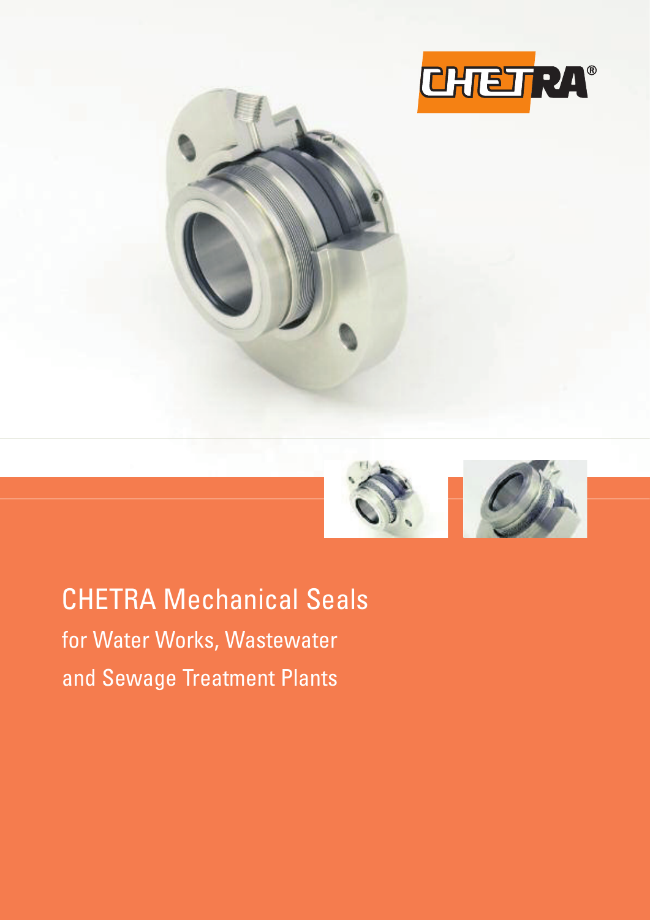# CHETRA Mechanical Seals

for Water Works, Wastewater and Sewage Treatment Plants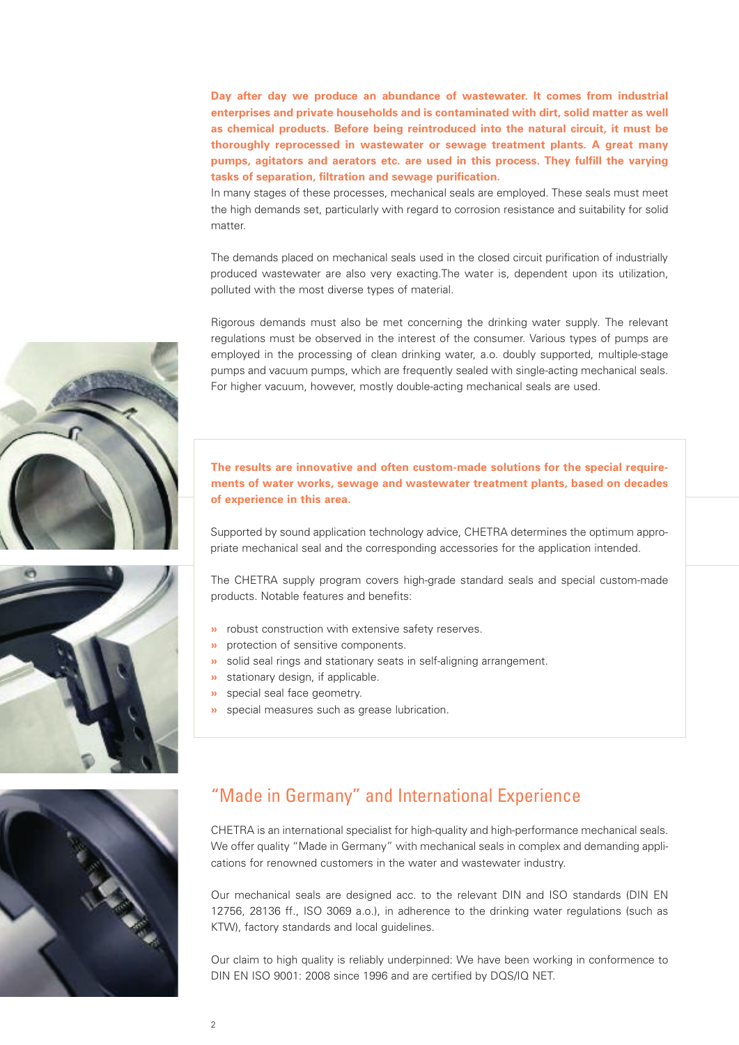**Day after day we produce an abundance of wastewater. It comes from industrial enterprises and private households and is contaminated with dirt, solid matter as well as chemical products. Before being reintroduced into the natural circuit, it must be thoroughly reprocessed in wastewater or sewage treatment plants. A great many pumps, agitators and aerators etc. are used in this process. They fulfill the varying tasks of separation, filtration and sewage purification.**

In many stages of these processes, mechanical seals are employed. These seals must meet the high demands set, particularly with regard to corrosion resistance and suitability for solid matter.

The demands placed on mechanical seals used in the closed circuit purification of industrially produced wastewater are also very exacting.The water is, dependent upon its utilization, polluted with the most diverse types of material.

Rigorous demands must also be met concerning the drinking water supply. The relevant regulations must be observed in the interest of the consumer. Various types of pumps are employed in the processing of clean drinking water, a.o. doubly supported, multiple-stage pumps and vacuum pumps, which are frequently sealed with single-acting mechanical seals. For higher vacuum, however, mostly double-acting mechanical seals are used.

**The results are innovative and often custom-made solutions for the special requirements of water works, sewage and wastewater treatment plants, based on decades of experience in this area.**

Supported by sound application technology advice, CHETRA determines the optimum appropriate mechanical seal and the corresponding accessories for the application intended.

The CHETRA supply program covers high-grade standard seals and special custom-made products. Notable features and benefits:

- robust construction with extensive safety reserves.
- protection of sensitive components.
- solid seal rings and stationary seats in self-aligning arrangement.
- stationary design, if applicable.
- special seal face geometry.
- special measures such as grease lubrication.

## "Made in Germany" and International Experience

CHETRA is an international specialist for high-quality and high-performance mechanical seals. We offer quality "Made in Germany" with mechanical seals in complex and demanding applications for renowned customers in the water and wastewater industry.

Our mechanical seals are designed acc. to the relevant DIN and ISO standards (DIN EN 12756, 28136 ff., ISO 3069 a.o.), in adherence to the drinking water regulations (such as KTW), factory standards and local guidelines.

Our claim to high quality is reliably underpinned: We have been working in conformence to DIN EN ISO 9001: 2008 since 1996 and are certified by DQS/IQ NET.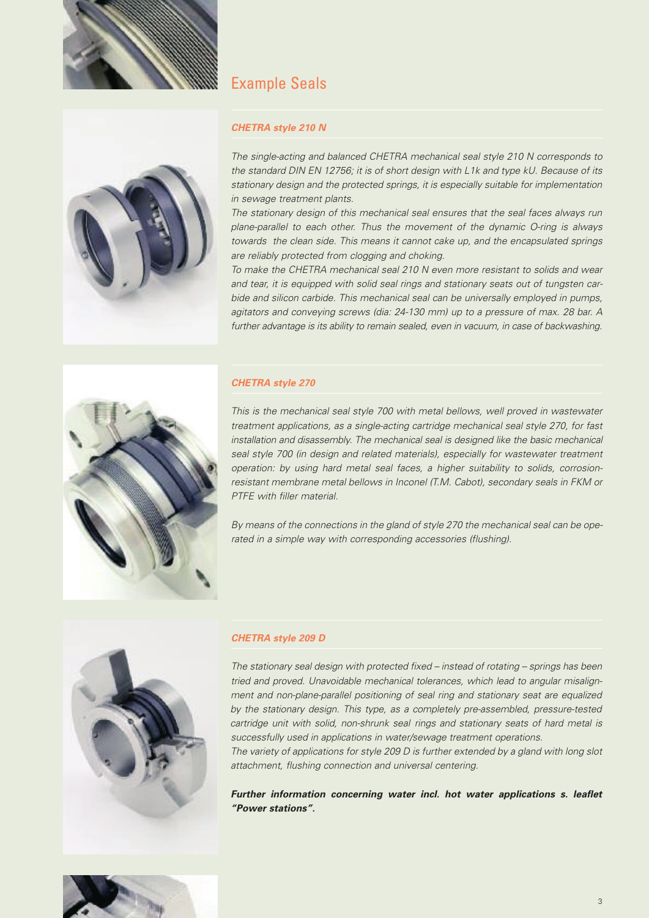## Example Seals

### *CHETRA style 210 N*

*The single-acting and balanced CHETRA mechanical seal style 210 N corresponds to the standard DIN EN 12756; it is of short design with L1k and type kU. Because of its stationary design and the protected springs, it is especially suitable for implementation in sewage treatment plants.*

*The stationary design of this mechanical seal ensures that the seal faces always run plane-parallel to each other. Thus the movement of the dynamic O-ring is always towards the clean side. This means it cannot cake up, and the encapsulated springs are reliably protected from clogging and choking.*

*To make the CHETRA mechanical seal 210 N even more resistant to solids and wear and tear, it is equipped with solid seal rings and stationary seats out of tungsten carbide and silicon carbide. This mechanical seal can be universally employed in pumps, agitators and conveying screws (dia: 24-130 mm) up to a pressure of max. 28 bar. A further advantage is its ability to remain sealed, even in vacuum, in case of backwashing.*

### *CHETRA style 270*

*This is the mechanical seal style 700 with metal bellows, well proved in wastewater treatment applications, as a single-acting cartridge mechanical seal style 270, for fast installation and disassembly. The mechanical seal is designed like the basic mechanical seal style 700 (in design and related materials), especially for wastewater treatment operation: by using hard metal seal faces, a higher suitability to solids, corrosion-resistant membrane metal bellows in Inconel (T.M. Cabot), secondary seals in FKM or PTFE with filler material.*

*By means of the connections in the gland of style 270 the mechanical seal can be operated in a simple way with corresponding accessories (flushing).*

### *CHETRA style 209 D*

*The stationary seal design with protected fixed – instead of rotating – springs has been tried and proved. Unavoidable mechanical tolerances, which lead to angular misalignment and non-plane-parallel positioning of seal ring and stationary seat are equalized by the stationary design. This type, as a completely pre-assembled, pressure-tested cartridge unit with solid, non-shrunk seal rings and stationary seats of hard metal is successfully used in applications in water/sewage treatment operations.*

*The variety of applications for style 209 D is further extended by a gland with long slot attachment, flushing connection and universal centering.*

***Further information concerning water incl. hot water applications s. leaflet "Power stations".***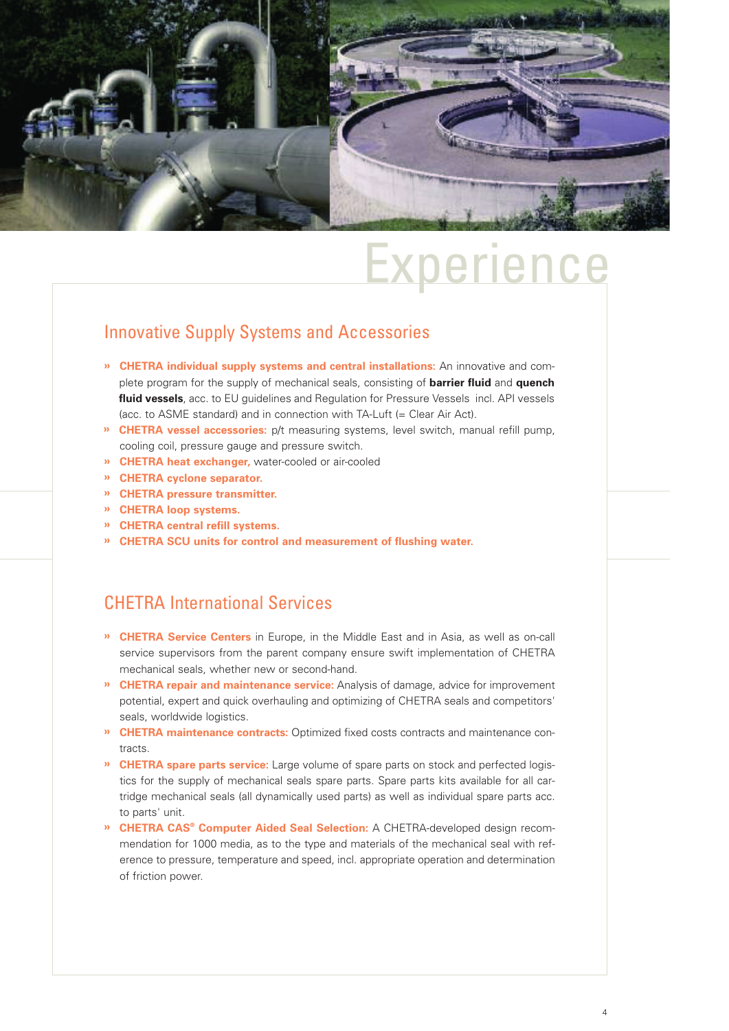# Experience

## Innovative Supply Systems and Accessories

- **CHETRA individual supply systems and central installations:** An innovative and complete program for the supply of mechanical seals, consisting of **barrier fluid** and **quench fluid vessels**, acc. to EU guidelines and Regulation for Pressure Vessels incl. API vessels (acc. to ASME standard) and in connection with TA-Luft (= Clear Air Act).
- **CHETRA vessel accessories:** p/t measuring systems, level switch, manual refill pump, cooling coil, pressure gauge and pressure switch.
- **CHETRA heat exchanger,** water-cooled or air-cooled
- **CHETRA cyclone separator.**
- **CHETRA pressure transmitter.**
- **CHETRA loop systems.**
- **CHETRA central refill systems.**
- **CHETRA SCU units for control and measurement of flushing water.**

## CHETRA International Services

- **CHETRA Service Centers** in Europe, in the Middle East and in Asia, as well as on-call service supervisors from the parent company ensure swift implementation of CHETRA mechanical seals, whether new or second-hand.
- **CHETRA repair and maintenance service:** Analysis of damage, advice for improvement potential, expert and quick overhauling and optimizing of CHETRA seals and competitors' seals, worldwide logistics.
- **CHETRA maintenance contracts:** Optimized fixed costs contracts and maintenance contracts.
- **CHETRA spare parts service:** Large volume of spare parts on stock and perfected logistics for the supply of mechanical seals spare parts. Spare parts kits available for all cartridge mechanical seals (all dynamically used parts) as well as individual spare parts acc. to parts' unit.
- **CHETRA CAS® Computer Aided Seal Selection:** A CHETRA-developed design recommendation for 1000 media, as to the type and materials of the mechanical seal with reference to pressure, temperature and speed, incl. appropriate operation and determination of friction power.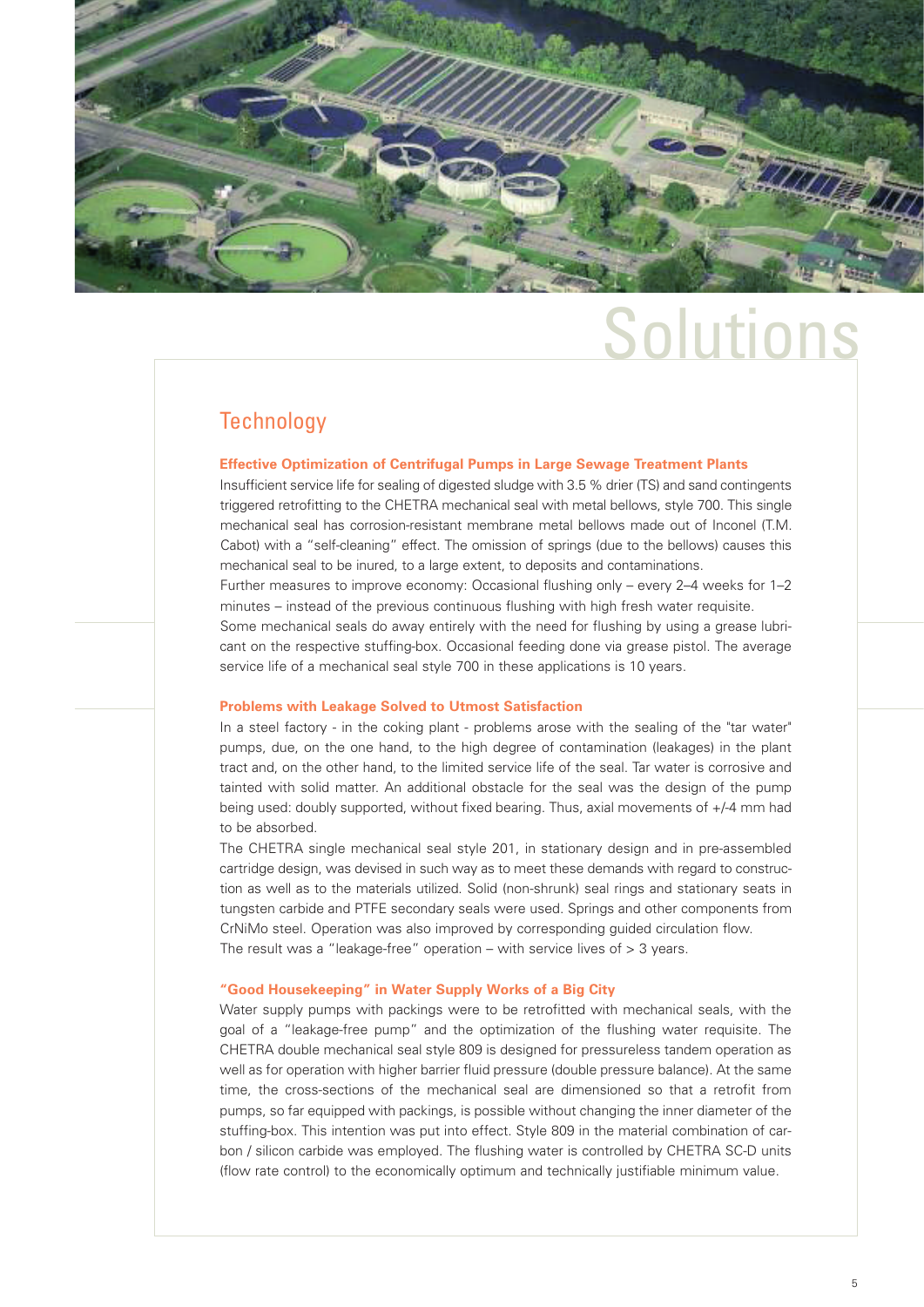# Solutions

## Technology

### Effective Optimization of Centrifugal Pumps in Large Sewage Treatment Plants

Insufficient service life for sealing of digested sludge with 3.5 % drier (TS) and sand contingents triggered retrofitting to the CHETRA mechanical seal with metal bellows, style 700. This single mechanical seal has corrosion-resistant membrane metal bellows made out of Inconel (T.M. Cabot) with a "self-cleaning" effect. The omission of springs (due to the bellows) causes this mechanical seal to be inured, to a large extent, to deposits and contaminations.

Further measures to improve economy: Occasional flushing only – every 2–4 weeks for 1–2 minutes – instead of the previous continuous flushing with high fresh water requisite.

Some mechanical seals do away entirely with the need for flushing by using a grease lubricant on the respective stuffing-box. Occasional feeding done via grease pistol. The average service life of a mechanical seal style 700 in these applications is 10 years.

### Problems with Leakage Solved to Utmost Satisfaction

In a steel factory - in the coking plant - problems arose with the sealing of the "tar water" pumps, due, on the one hand, to the high degree of contamination (leakages) in the plant tract and, on the other hand, to the limited service life of the seal. Tar water is corrosive and tainted with solid matter. An additional obstacle for the seal was the design of the pump being used: doubly supported, without fixed bearing. Thus, axial movements of +/-4 mm had to be absorbed.

The CHETRA single mechanical seal style 201, in stationary design and in pre-assembled cartridge design, was devised in such way as to meet these demands with regard to construction as well as to the materials utilized. Solid (non-shrunk) seal rings and stationary seats in tungsten carbide and PTFE secondary seals were used. Springs and other components from CrNiMo steel. Operation was also improved by corresponding guided circulation flow.

The result was a "leakage-free" operation – with service lives of > 3 years.

### "Good Housekeeping" in Water Supply Works of a Big City

Water supply pumps with packings were to be retrofitted with mechanical seals, with the goal of a "leakage-free pump" and the optimization of the flushing water requisite. The CHETRA double mechanical seal style 809 is designed for pressureless tandem operation as well as for operation with higher barrier fluid pressure (double pressure balance). At the same time, the cross-sections of the mechanical seal are dimensioned so that a retrofit from pumps, so far equipped with packings, is possible without changing the inner diameter of the stuffing-box. This intention was put into effect. Style 809 in the material combination of carbon / silicon carbide was employed. The flushing water is controlled by CHETRA SC-D units (flow rate control) to the economically optimum and technically justifiable minimum value.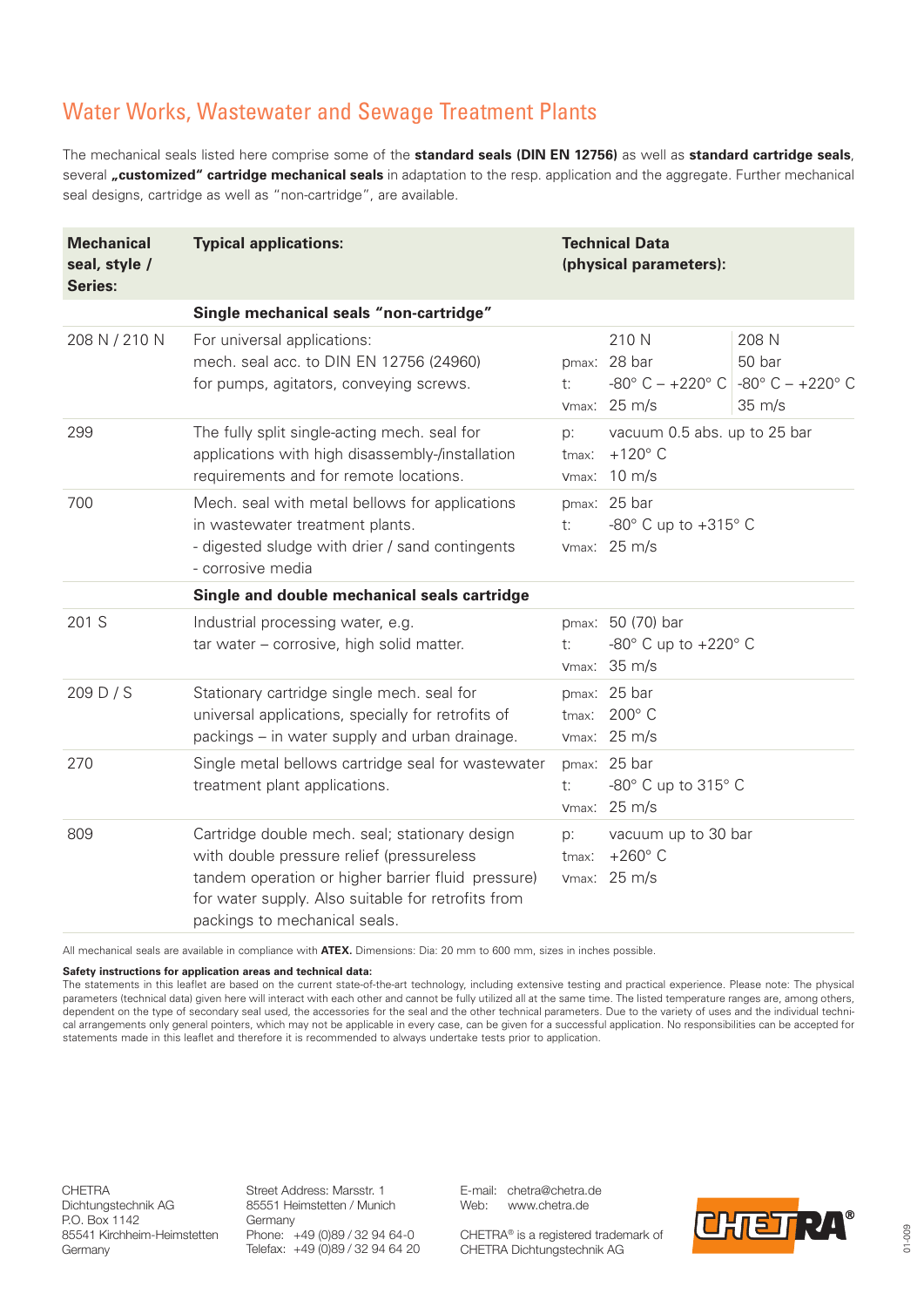## Water Works, Wastewater and Sewage Treatment Plants

The mechanical seals listed here comprise some of the **standard seals (DIN EN 12756)** as well as **standard cartridge seals**, several **„customized" cartridge mechanical seals** in adaptation to the resp. application and the aggregate. Further mechanical seal designs, cartridge as well as "non-cartridge", are available.

| Mechanical seal, style / Series: | Typical applications: | Technical Data (physical parameters): |
|---|---|---|
| | **Single mechanical seals "non-cartridge"** | |
| 208 N / 210 N | For universal applications:<br>mech. seal acc. to DIN EN 12756 (24960)<br>for pumps, agitators, conveying screws. | 210 N: $p_{max}$: 28 bar; t: -80° C – +220° C; $v_{max}$: 25 m/s<br>208 N: $p_{max}$: 50 bar; t: -80° C – +220° C; $v_{max}$: 35 m/s |
| 299 | The fully split single-acting mech. seal for applications with high disassembly-/installation requirements and for remote locations. | p: vacuum 0.5 abs. up to 25 bar<br>$t_{max}$: +120° C<br>$v_{max}$: 10 m/s |
| 700 | Mech. seal with metal bellows for applications in wastewater treatment plants.<br>- digested sludge with drier / sand contingents<br>- corrosive media | $p_{max}$: 25 bar<br>t: -80° C up to +315° C<br>$v_{max}$: 25 m/s |
| | **Single and double mechanical seals cartridge** | |
| 201 S | Industrial processing water, e.g.<br>tar water – corrosive, high solid matter. | $p_{max}$: 50 (70) bar<br>t: -80° C up to +220° C<br>$v_{max}$: 35 m/s |
| 209 D / S | Stationary cartridge single mech. seal for universal applications, specially for retrofits of packings – in water supply and urban drainage. | $p_{max}$: 25 bar<br>$t_{max}$: 200° C<br>$v_{max}$: 25 m/s |
| 270 | Single metal bellows cartridge seal for wastewater treatment plant applications. | $p_{max}$: 25 bar<br>t: -80° C up to 315° C<br>$v_{max}$: 25 m/s |
| 809 | Cartridge double mech. seal; stationary design with double pressure relief (pressureless tandem operation or higher barrier fluid pressure) for water supply. Also suitable for retrofits from packings to mechanical seals. | p: vacuum up to 30 bar<br>$t_{max}$: +260° C<br>$v_{max}$: 25 m/s |

All mechanical seals are available in compliance with **ATEX.** Dimensions: Dia: 20 mm to 600 mm, sizes in inches possible.

**Safety instructions for application areas and technical data:**
The statements in this leaflet are based on the current state-of-the-art technology, including extensive testing and practical experience. Please note: The physical parameters (technical data) given here will interact with each other and cannot be fully utilized all at the same time. The listed temperature ranges are, among others, dependent on the type of secondary seal used, the accessories for the seal and the other technical parameters. Due to the variety of uses and the individual technical arrangements only general pointers, which may not be applicable in every case, can be given for a successful application. No responsibilities can be accepted for statements made in this leaflet and therefore it is recommended to always undertake tests prior to application.

CHETRA
Dichtungstechnik AG
P.O. Box 1142
85541 Kirchheim-Heimstetten
Germany

Street Address: Marsstr. 1
85551 Heimstetten / Munich
Germany
Phone: +49 (0)89 / 32 94 64-0
Telefax: +49 (0)89 / 32 94 64 20

E-mail: chetra@chetra.de
Web: www.chetra.de

CHETRA® is a registered trademark of CHETRA Dichtungstechnik AG

CHETRA®

01-009